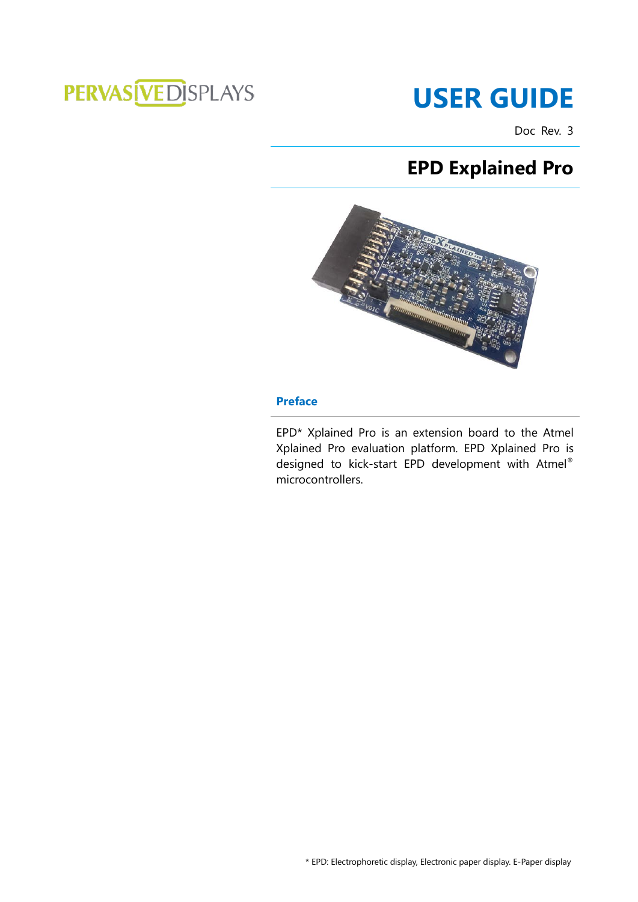PERVASIVE DISPLAYS

# USER GUIDE

Doc Rev. 3

## EPD Explained Pro

### Preface

EPD* Xplained Pro is an extension board to the Atmel Xplained Pro evaluation platform. EPD Xplained Pro is designed to kick-start EPD development with Atmel® microcontrollers.

* EPD: Electrophoretic display, Electronic paper display. E-Paper display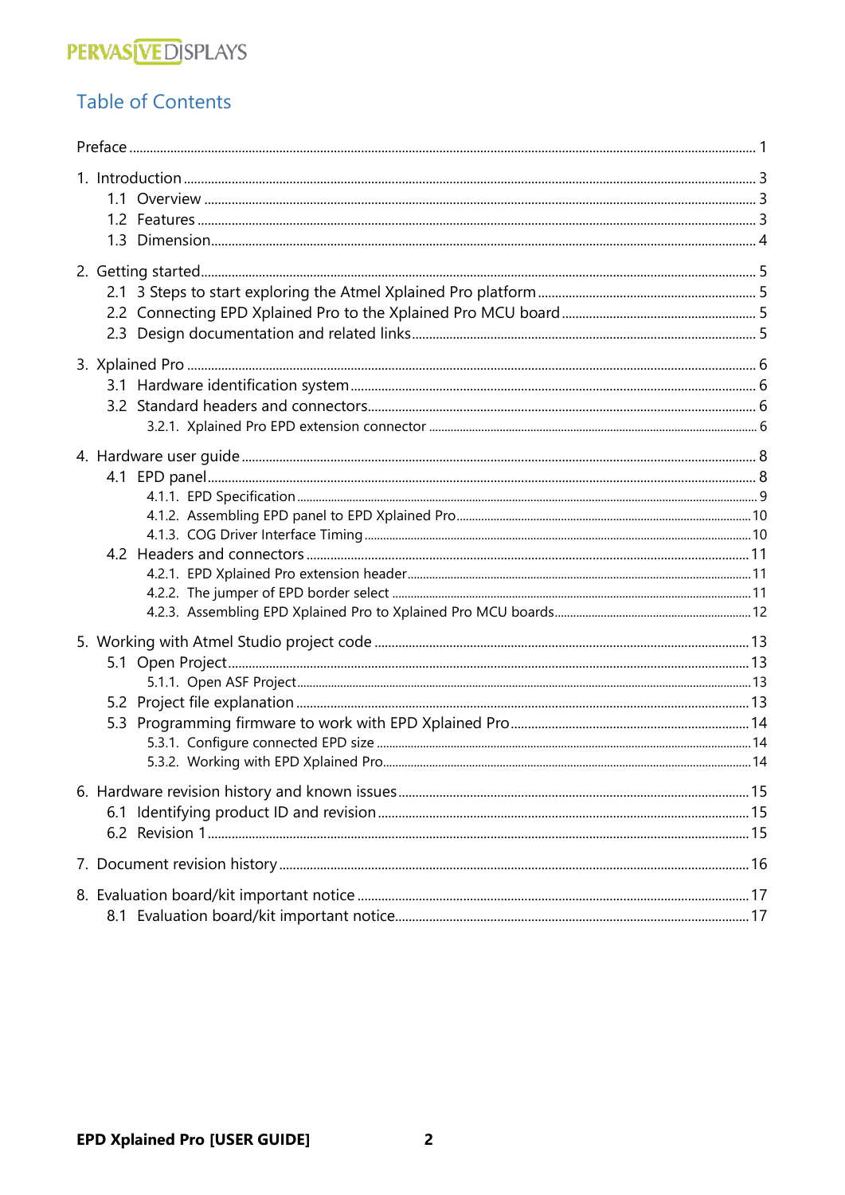# Table of Contents

Preface ..... 1

1. Introduction ..... 3
   - 1.1 Overview ..... 3
   - 1.2 Features ..... 3
   - 1.3 Dimension ..... 4

2. Getting started ..... 5
   - 2.1 3 Steps to start exploring the Atmel Xplained Pro platform ..... 5
   - 2.2 Connecting EPD Xplained Pro to the Xplained Pro MCU board ..... 5
   - 2.3 Design documentation and related links ..... 5

3. Xplained Pro ..... 6
   - 3.1 Hardware identification system ..... 6
   - 3.2 Standard headers and connectors ..... 6
     - 3.2.1. Xplained Pro EPD extension connector ..... 6

4. Hardware user guide ..... 8
   - 4.1 EPD panel ..... 8
     - 4.1.1. EPD Specification ..... 9
     - 4.1.2. Assembling EPD panel to EPD Xplained Pro ..... 10
     - 4.1.3. COG Driver Interface Timing ..... 10
   - 4.2 Headers and connectors ..... 11
     - 4.2.1. EPD Xplained Pro extension header ..... 11
     - 4.2.2. The jumper of EPD border select ..... 11
     - 4.2.3. Assembling EPD Xplained Pro to Xplained Pro MCU boards ..... 12

5. Working with Atmel Studio project code ..... 13
   - 5.1 Open Project ..... 13
     - 5.1.1. Open ASF Project ..... 13
   - 5.2 Project file explanation ..... 13
   - 5.3 Programming firmware to work with EPD Xplained Pro ..... 14
     - 5.3.1. Configure connected EPD size ..... 14
     - 5.3.2. Working with EPD Xplained Pro ..... 14

6. Hardware revision history and known issues ..... 15
   - 6.1 Identifying product ID and revision ..... 15
   - 6.2 Revision 1 ..... 15

7. Document revision history ..... 16

8. Evaluation board/kit important notice ..... 17
   - 8.1 Evaluation board/kit important notice ..... 17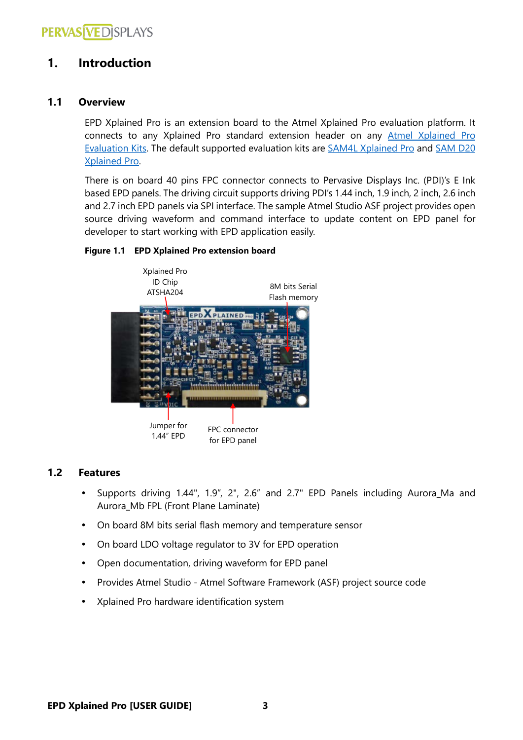# 1. Introduction

## 1.1 Overview

EPD Xplained Pro is an extension board to the Atmel Xplained Pro evaluation platform. It connects to any Xplained Pro standard extension header on any Atmel Xplained Pro Evaluation Kits. The default supported evaluation kits are SAM4L Xplained Pro and SAM D20 Xplained Pro.

There is on board 40 pins FPC connector connects to Pervasive Displays Inc. (PDI)'s E Ink based EPD panels. The driving circuit supports driving PDI's 1.44 inch, 1.9 inch, 2 inch, 2.6 inch and 2.7 inch EPD panels via SPI interface. The sample Atmel Studio ASF project provides open source driving waveform and command interface to update content on EPD panel for developer to start working with EPD application easily.

**Figure 1.1 EPD Xplained Pro extension board**

Xplained Pro ID Chip ATSHA204

8M bits Serial Flash memory

Jumper for 1.44" EPD

FPC connector for EPD panel

## 1.2 Features

- Supports driving 1.44", 1.9", 2", 2.6" and 2.7" EPD Panels including Aurora_Ma and Aurora_Mb FPL (Front Plane Laminate)
- On board 8M bits serial flash memory and temperature sensor
- On board LDO voltage regulator to 3V for EPD operation
- Open documentation, driving waveform for EPD panel
- Provides Atmel Studio - Atmel Software Framework (ASF) project source code
- Xplained Pro hardware identification system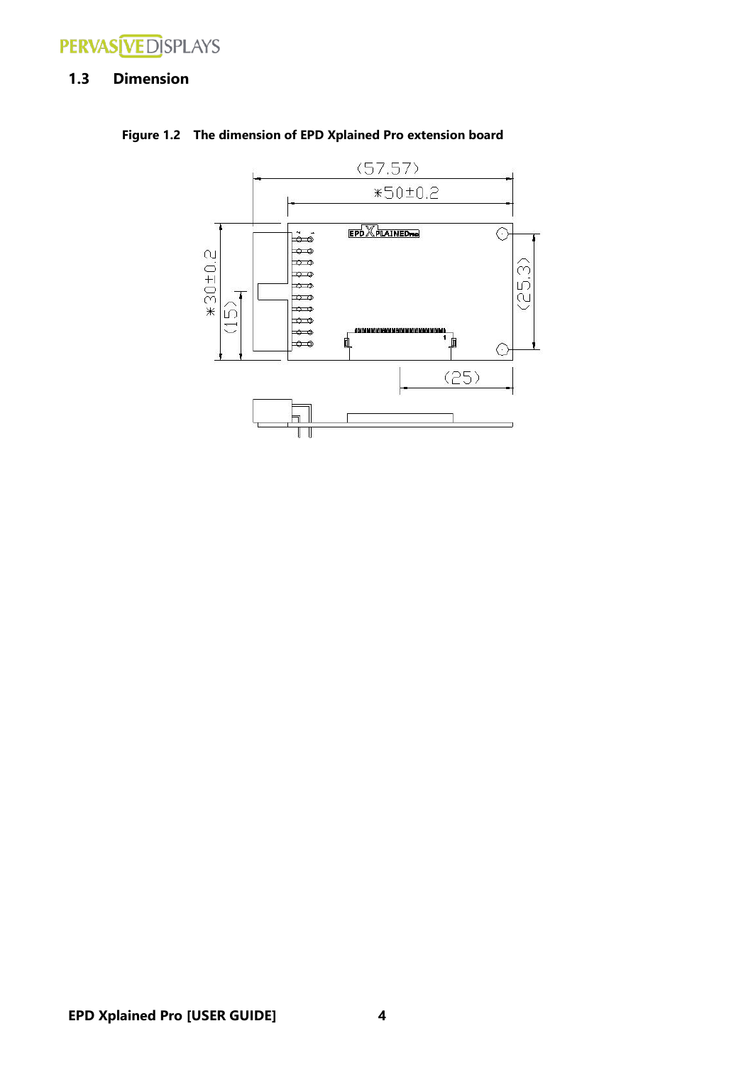## 1.3 Dimension

**Figure 1.2 The dimension of EPD Xplained Pro extension board**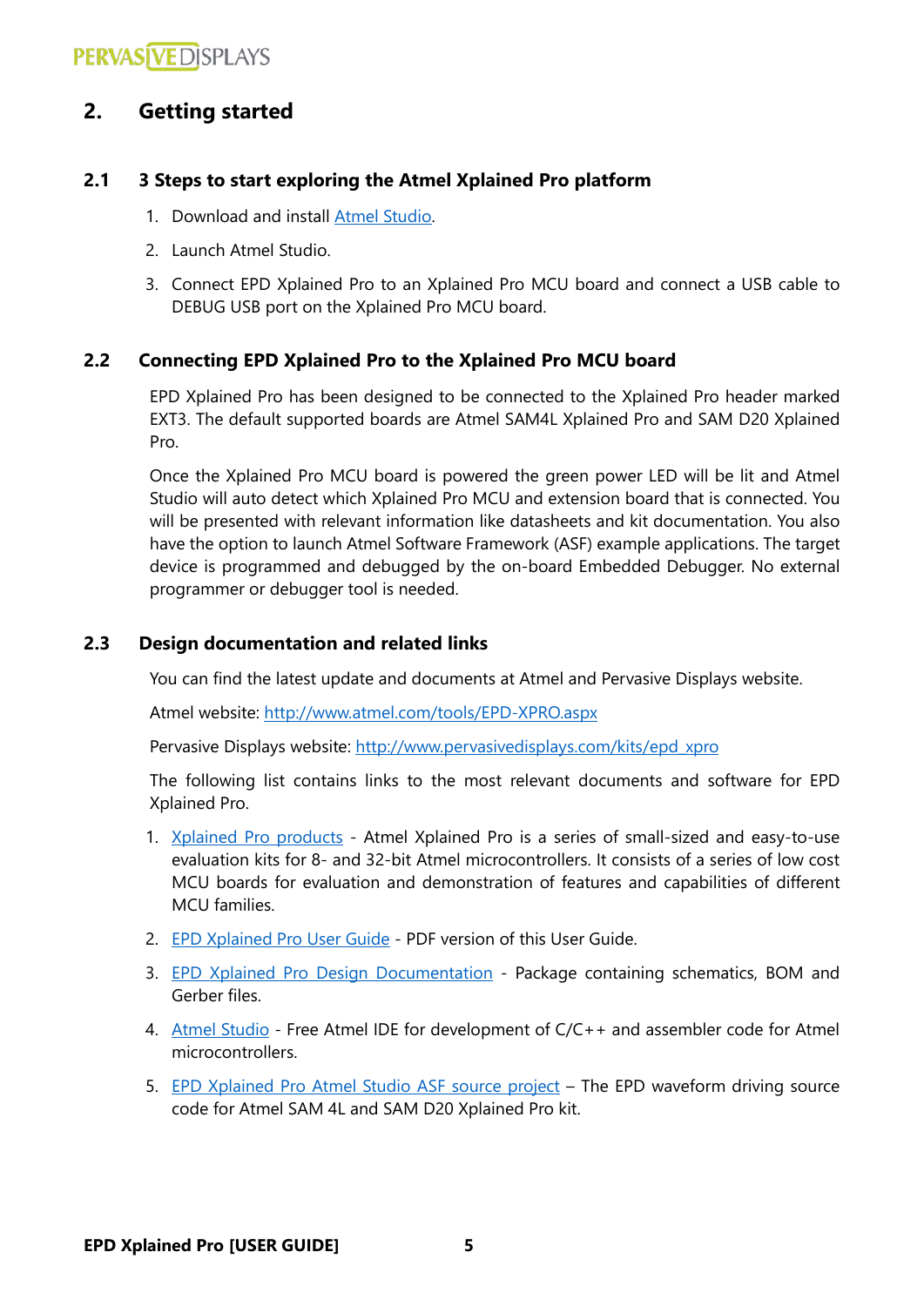## 2. Getting started

### 2.1 3 Steps to start exploring the Atmel Xplained Pro platform

1. Download and install Atmel Studio.
2. Launch Atmel Studio.
3. Connect EPD Xplained Pro to an Xplained Pro MCU board and connect a USB cable to DEBUG USB port on the Xplained Pro MCU board.

### 2.2 Connecting EPD Xplained Pro to the Xplained Pro MCU board

EPD Xplained Pro has been designed to be connected to the Xplained Pro header marked EXT3. The default supported boards are Atmel SAM4L Xplained Pro and SAM D20 Xplained Pro.

Once the Xplained Pro MCU board is powered the green power LED will be lit and Atmel Studio will auto detect which Xplained Pro MCU and extension board that is connected. You will be presented with relevant information like datasheets and kit documentation. You also have the option to launch Atmel Software Framework (ASF) example applications. The target device is programmed and debugged by the on-board Embedded Debugger. No external programmer or debugger tool is needed.

### 2.3 Design documentation and related links

You can find the latest update and documents at Atmel and Pervasive Displays website.

Atmel website: http://www.atmel.com/tools/EPD-XPRO.aspx

Pervasive Displays website: http://www.pervasivedisplays.com/kits/epd_xpro

The following list contains links to the most relevant documents and software for EPD Xplained Pro.

1. Xplained Pro products - Atmel Xplained Pro is a series of small-sized and easy-to-use evaluation kits for 8- and 32-bit Atmel microcontrollers. It consists of a series of low cost MCU boards for evaluation and demonstration of features and capabilities of different MCU families.
2. EPD Xplained Pro User Guide - PDF version of this User Guide.
3. EPD Xplained Pro Design Documentation - Package containing schematics, BOM and Gerber files.
4. Atmel Studio - Free Atmel IDE for development of C/C++ and assembler code for Atmel microcontrollers.
5. EPD Xplained Pro Atmel Studio ASF source project – The EPD waveform driving source code for Atmel SAM 4L and SAM D20 Xplained Pro kit.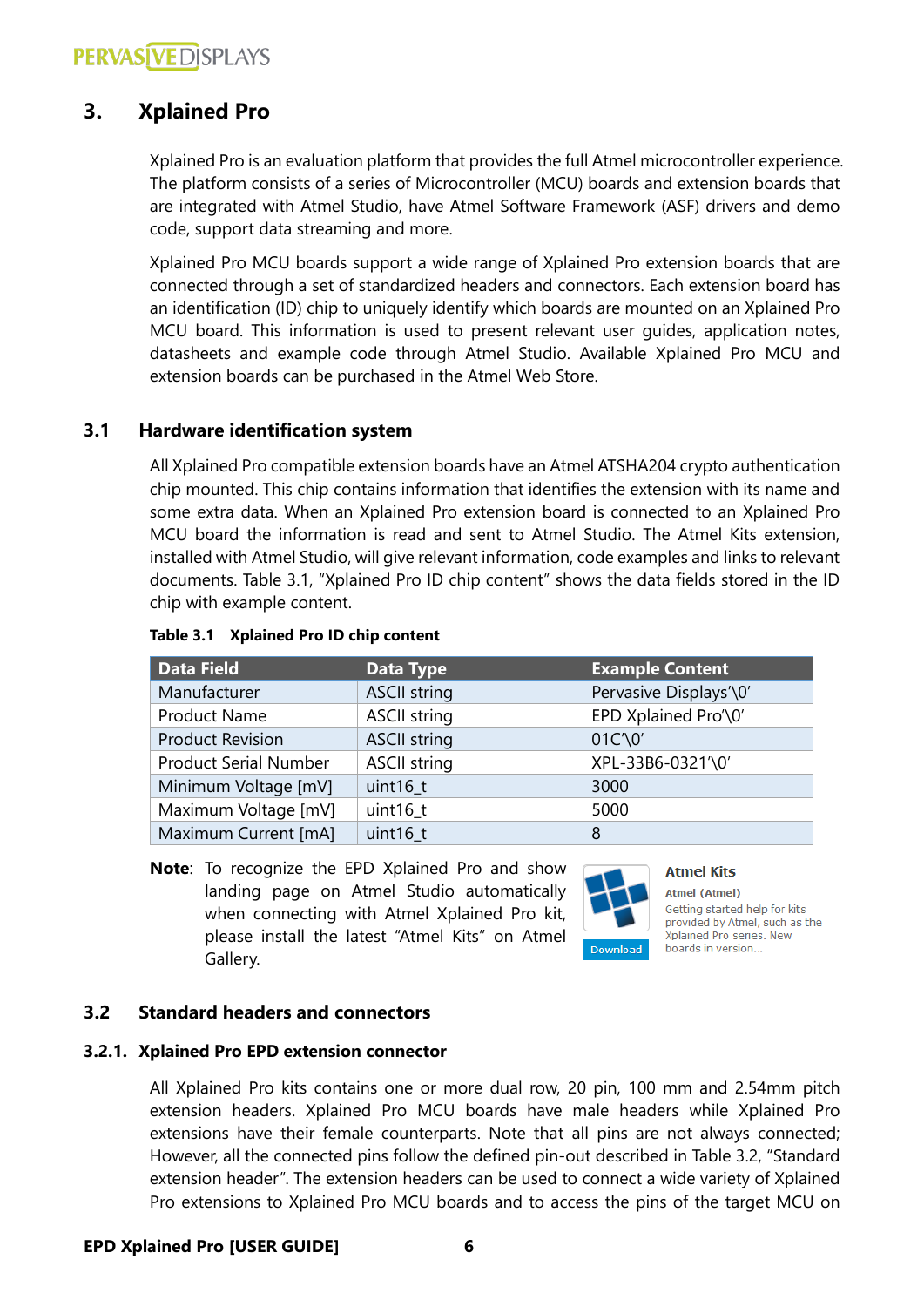# 3. Xplained Pro

Xplained Pro is an evaluation platform that provides the full Atmel microcontroller experience. The platform consists of a series of Microcontroller (MCU) boards and extension boards that are integrated with Atmel Studio, have Atmel Software Framework (ASF) drivers and demo code, support data streaming and more.

Xplained Pro MCU boards support a wide range of Xplained Pro extension boards that are connected through a set of standardized headers and connectors. Each extension board has an identification (ID) chip to uniquely identify which boards are mounted on an Xplained Pro MCU board. This information is used to present relevant user guides, application notes, datasheets and example code through Atmel Studio. Available Xplained Pro MCU and extension boards can be purchased in the Atmel Web Store.

## 3.1 Hardware identification system

All Xplained Pro compatible extension boards have an Atmel ATSHA204 crypto authentication chip mounted. This chip contains information that identifies the extension with its name and some extra data. When an Xplained Pro extension board is connected to an Xplained Pro MCU board the information is read and sent to Atmel Studio. The Atmel Kits extension, installed with Atmel Studio, will give relevant information, code examples and links to relevant documents. Table 3.1, "Xplained Pro ID chip content" shows the data fields stored in the ID chip with example content.

**Table 3.1 Xplained Pro ID chip content**

| Data Field | Data Type | Example Content |
|---|---|---|
| Manufacturer | ASCII string | Pervasive Displays'\0' |
| Product Name | ASCII string | EPD Xplained Pro'\0' |
| Product Revision | ASCII string | 01C'\0' |
| Product Serial Number | ASCII string | XPL-33B6-0321'\0' |
| Minimum Voltage [mV] | uint16_t | 3000 |
| Maximum Voltage [mV] | uint16_t | 5000 |
| Maximum Current [mA] | uint16_t | 8 |

**Note**: To recognize the EPD Xplained Pro and show landing page on Atmel Studio automatically when connecting with Atmel Xplained Pro kit, please install the latest "Atmel Kits" on Atmel Gallery.

Atmel Kits
Atmel (Atmel)
Getting started help for kits provided by Atmel, such as the Xplained Pro series. New boards in version...
Download

## 3.2 Standard headers and connectors

### 3.2.1. Xplained Pro EPD extension connector

All Xplained Pro kits contains one or more dual row, 20 pin, 100 mm and 2.54mm pitch extension headers. Xplained Pro MCU boards have male headers while Xplained Pro extensions have their female counterparts. Note that all pins are not always connected; However, all the connected pins follow the defined pin-out described in Table 3.2, "Standard extension header". The extension headers can be used to connect a wide variety of Xplained Pro extensions to Xplained Pro MCU boards and to access the pins of the target MCU on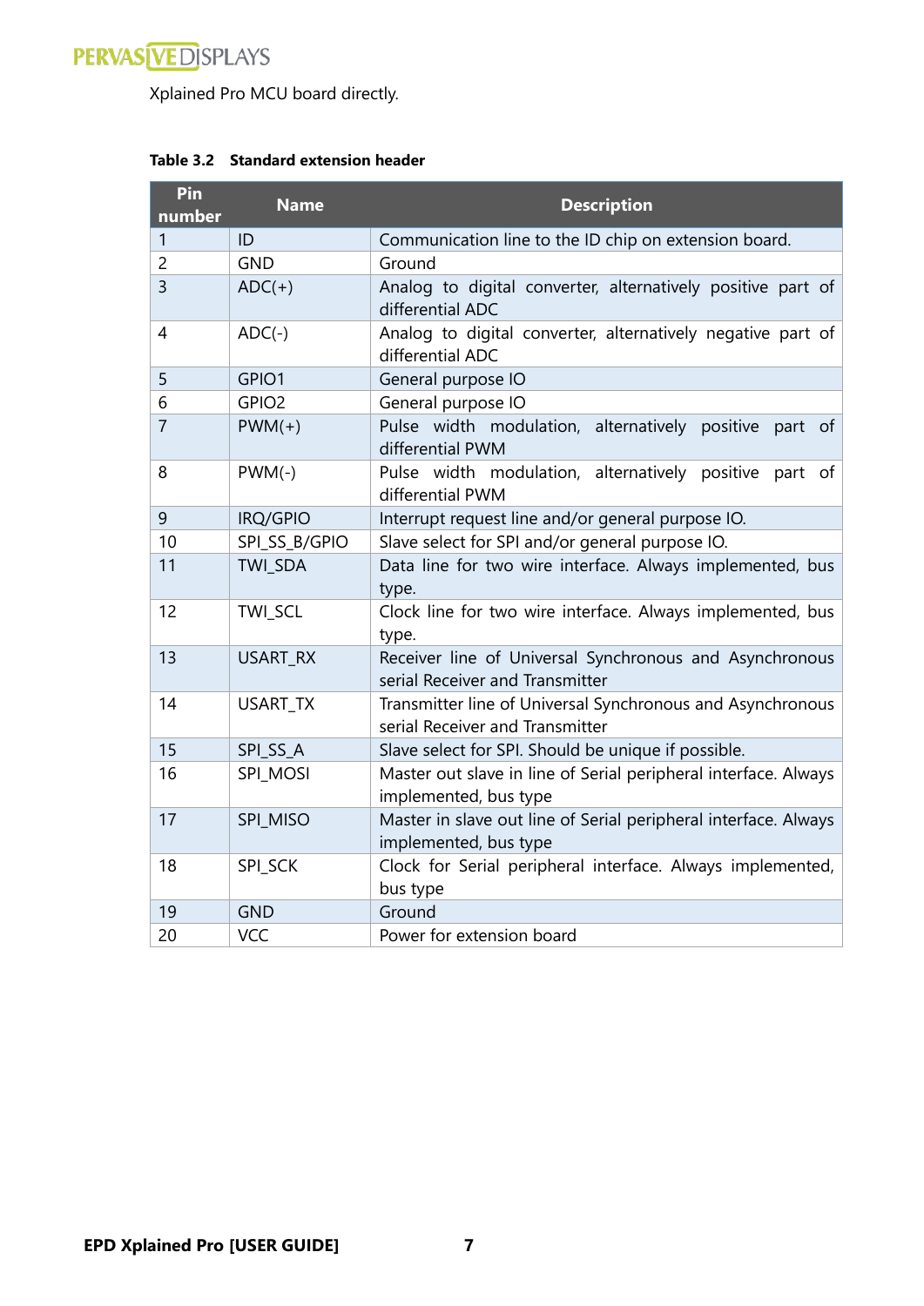Xplained Pro MCU board directly.

**Table 3.2 Standard extension header**

| Pin number | Name | Description |
|---|---|---|
| 1 | ID | Communication line to the ID chip on extension board. |
| 2 | GND | Ground |
| 3 | ADC(+) | Analog to digital converter, alternatively positive part of differential ADC |
| 4 | ADC(-) | Analog to digital converter, alternatively negative part of differential ADC |
| 5 | GPIO1 | General purpose IO |
| 6 | GPIO2 | General purpose IO |
| 7 | PWM(+) | Pulse width modulation, alternatively positive part of differential PWM |
| 8 | PWM(-) | Pulse width modulation, alternatively positive part of differential PWM |
| 9 | IRQ/GPIO | Interrupt request line and/or general purpose IO. |
| 10 | SPI_SS_B/GPIO | Slave select for SPI and/or general purpose IO. |
| 11 | TWI_SDA | Data line for two wire interface. Always implemented, bus type. |
| 12 | TWI_SCL | Clock line for two wire interface. Always implemented, bus type. |
| 13 | USART_RX | Receiver line of Universal Synchronous and Asynchronous serial Receiver and Transmitter |
| 14 | USART_TX | Transmitter line of Universal Synchronous and Asynchronous serial Receiver and Transmitter |
| 15 | SPI_SS_A | Slave select for SPI. Should be unique if possible. |
| 16 | SPI_MOSI | Master out slave in line of Serial peripheral interface. Always implemented, bus type |
| 17 | SPI_MISO | Master in slave out line of Serial peripheral interface. Always implemented, bus type |
| 18 | SPI_SCK | Clock for Serial peripheral interface. Always implemented, bus type |
| 19 | GND | Ground |
| 20 | VCC | Power for extension board |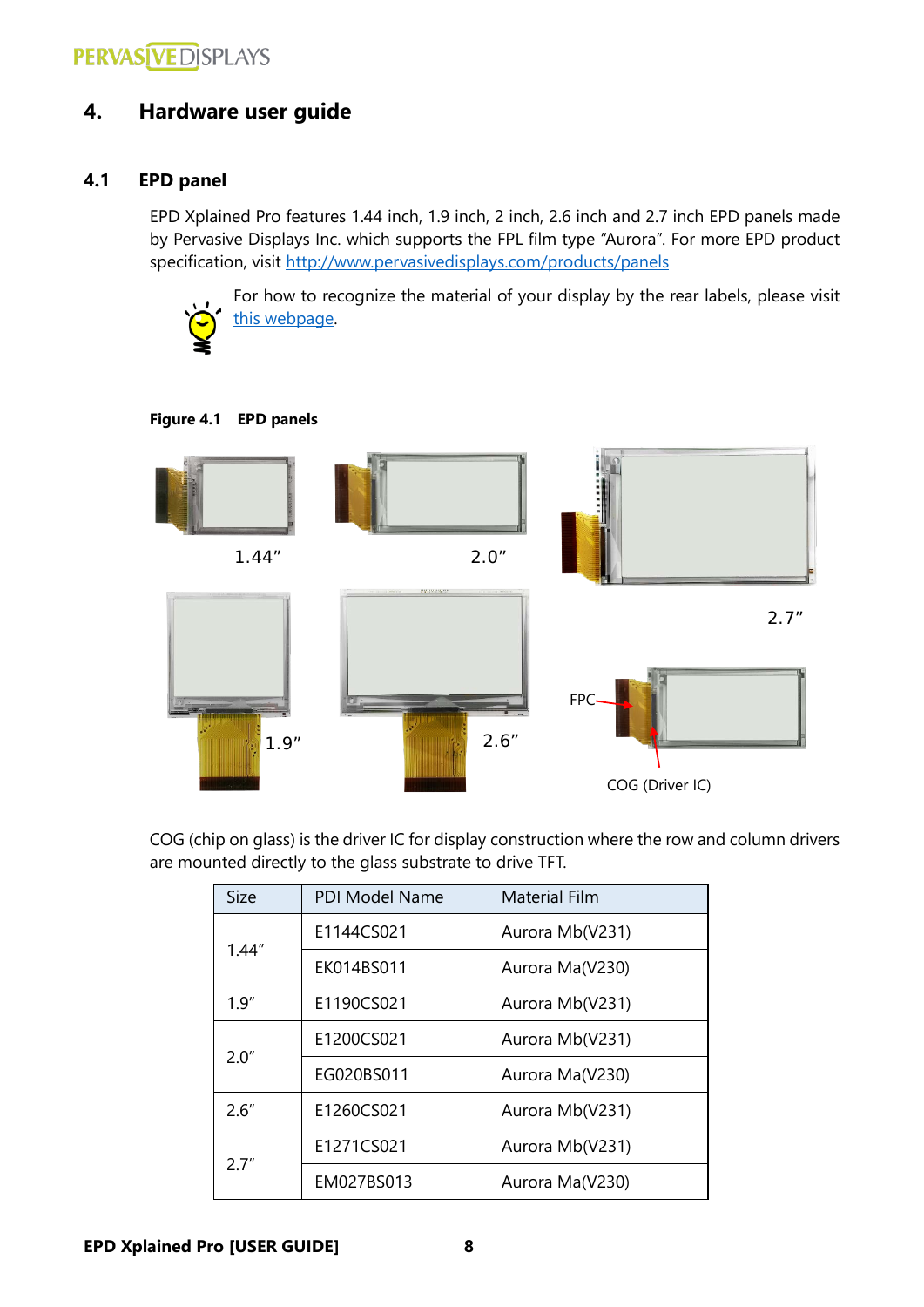# 4. Hardware user guide

## 4.1 EPD panel

EPD Xplained Pro features 1.44 inch, 1.9 inch, 2 inch, 2.6 inch and 2.7 inch EPD panels made by Pervasive Displays Inc. which supports the FPL film type "Aurora". For more EPD product specification, visit http://www.pervasivedisplays.com/products/panels

For how to recognize the material of your display by the rear labels, please visit this webpage.

**Figure 4.1 EPD panels**

1.44" 2.0" 2.7" 1.9" 2.6" FPC COG (Driver IC)

COG (chip on glass) is the driver IC for display construction where the row and column drivers are mounted directly to the glass substrate to drive TFT.

| Size | PDI Model Name | Material Film |
|---|---|---|
| 1.44" | E1144CS021 | Aurora Mb(V231) |
| | EK014BS011 | Aurora Ma(V230) |
| 1.9" | E1190CS021 | Aurora Mb(V231) |
| 2.0" | E1200CS021 | Aurora Mb(V231) |
| | EG020BS011 | Aurora Ma(V230) |
| 2.6" | E1260CS021 | Aurora Mb(V231) |
| 2.7" | E1271CS021 | Aurora Mb(V231) |
| | EM027BS013 | Aurora Ma(V230) |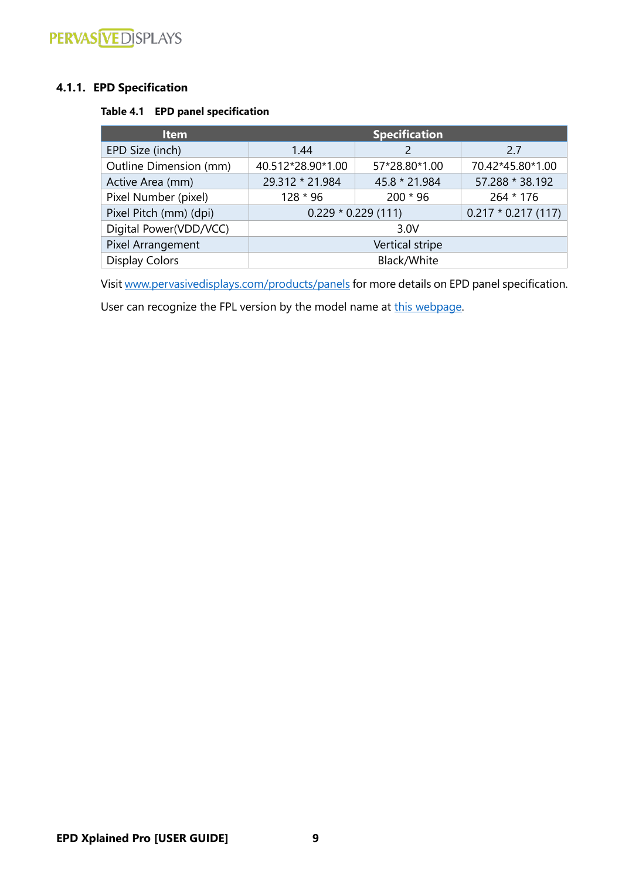#### 4.1.1. EPD Specification

**Table 4.1 EPD panel specification**

| Item | Specification | | |
|---|---|---|---|
| EPD Size (inch) | 1.44 | 2 | 2.7 |
| Outline Dimension (mm) | 40.512*28.90*1.00 | 57*28.80*1.00 | 70.42*45.80*1.00 |
| Active Area (mm) | 29.312 * 21.984 | 45.8 * 21.984 | 57.288 * 38.192 |
| Pixel Number (pixel) | 128 * 96 | 200 * 96 | 264 * 176 |
| Pixel Pitch (mm) (dpi) | 0.229 * 0.229 (111) | | 0.217 * 0.217 (117) |
| Digital Power(VDD/VCC) | 3.0V | | |
| Pixel Arrangement | Vertical stripe | | |
| Display Colors | Black/White | | |

Visit www.pervasivedisplays.com/products/panels for more details on EPD panel specification.

User can recognize the FPL version by the model name at this webpage.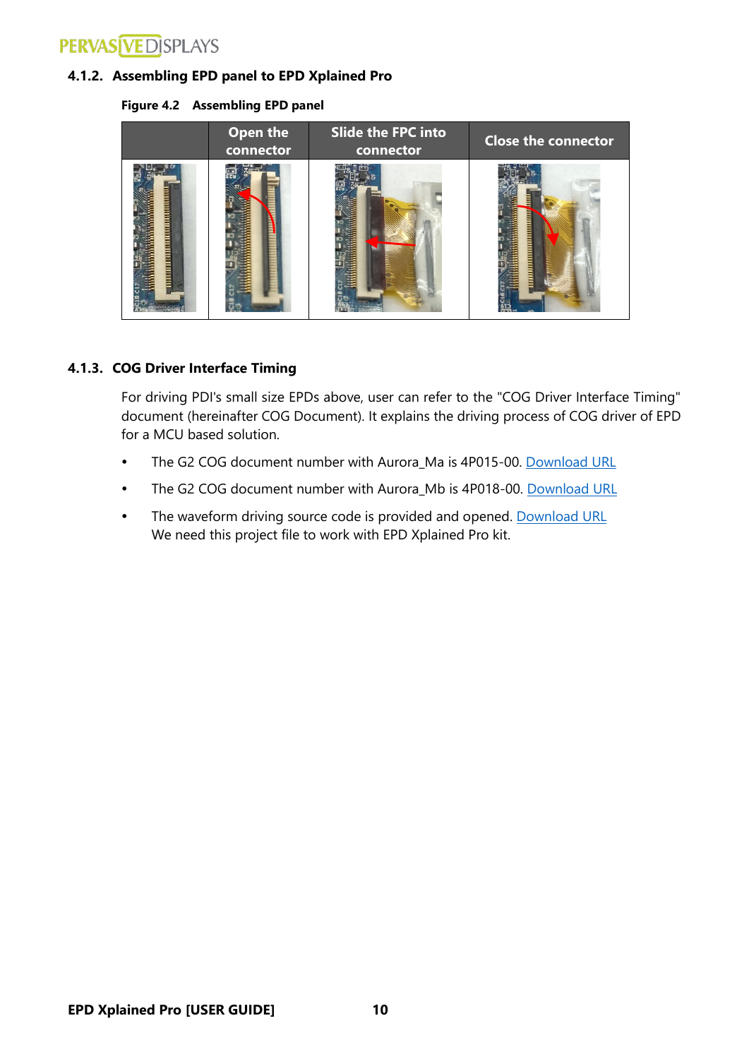### 4.1.2. Assembling EPD panel to EPD Xplained Pro

**Figure 4.2 Assembling EPD panel**

| | Open the connector | Slide the FPC into connector | Close the connector |
|---|---|---|---|
| | | | |

### 4.1.3. COG Driver Interface Timing

For driving PDI's small size EPDs above, user can refer to the "COG Driver Interface Timing" document (hereinafter COG Document). It explains the driving process of COG driver of EPD for a MCU based solution.

- The G2 COG document number with Aurora_Ma is 4P015-00. Download URL
- The G2 COG document number with Aurora_Mb is 4P018-00. Download URL
- The waveform driving source code is provided and opened. Download URL
  We need this project file to work with EPD Xplained Pro kit.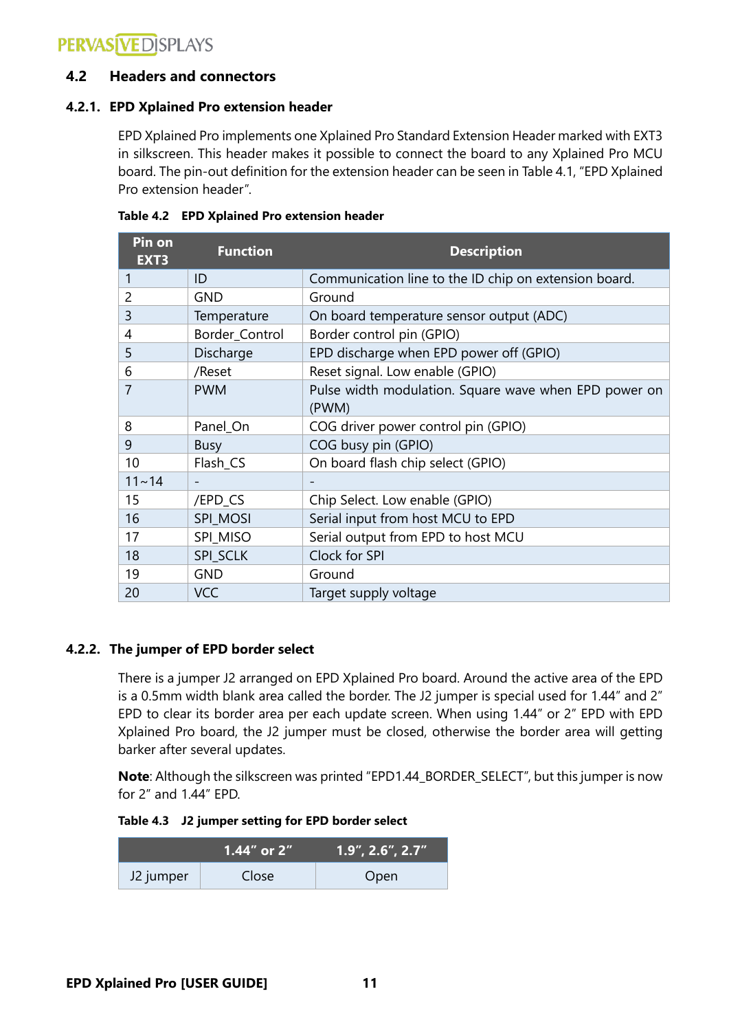## 4.2 Headers and connectors

### 4.2.1. EPD Xplained Pro extension header

EPD Xplained Pro implements one Xplained Pro Standard Extension Header marked with EXT3 in silkscreen. This header makes it possible to connect the board to any Xplained Pro MCU board. The pin-out definition for the extension header can be seen in Table 4.1, "EPD Xplained Pro extension header".

**Table 4.2 EPD Xplained Pro extension header**

| Pin on EXT3 | Function | Description |
|---|---|---|
| 1 | ID | Communication line to the ID chip on extension board. |
| 2 | GND | Ground |
| 3 | Temperature | On board temperature sensor output (ADC) |
| 4 | Border_Control | Border control pin (GPIO) |
| 5 | Discharge | EPD discharge when EPD power off (GPIO) |
| 6 | /Reset | Reset signal. Low enable (GPIO) |
| 7 | PWM | Pulse width modulation. Square wave when EPD power on (PWM) |
| 8 | Panel_On | COG driver power control pin (GPIO) |
| 9 | Busy | COG busy pin (GPIO) |
| 10 | Flash_CS | On board flash chip select (GPIO) |
| 11~14 | - | - |
| 15 | /EPD_CS | Chip Select. Low enable (GPIO) |
| 16 | SPI_MOSI | Serial input from host MCU to EPD |
| 17 | SPI_MISO | Serial output from EPD to host MCU |
| 18 | SPI_SCLK | Clock for SPI |
| 19 | GND | Ground |
| 20 | VCC | Target supply voltage |

### 4.2.2. The jumper of EPD border select

There is a jumper J2 arranged on EPD Xplained Pro board. Around the active area of the EPD is a 0.5mm width blank area called the border. The J2 jumper is special used for 1.44" and 2" EPD to clear its border area per each update screen. When using 1.44" or 2" EPD with EPD Xplained Pro board, the J2 jumper must be closed, otherwise the border area will getting barker after several updates.

**Note**: Although the silkscreen was printed "EPD1.44_BORDER_SELECT", but this jumper is now for 2" and 1.44" EPD.

**Table 4.3 J2 jumper setting for EPD border select**

| | 1.44" or 2" | 1.9", 2.6", 2.7" |
|---|---|---|
| J2 jumper | Close | Open |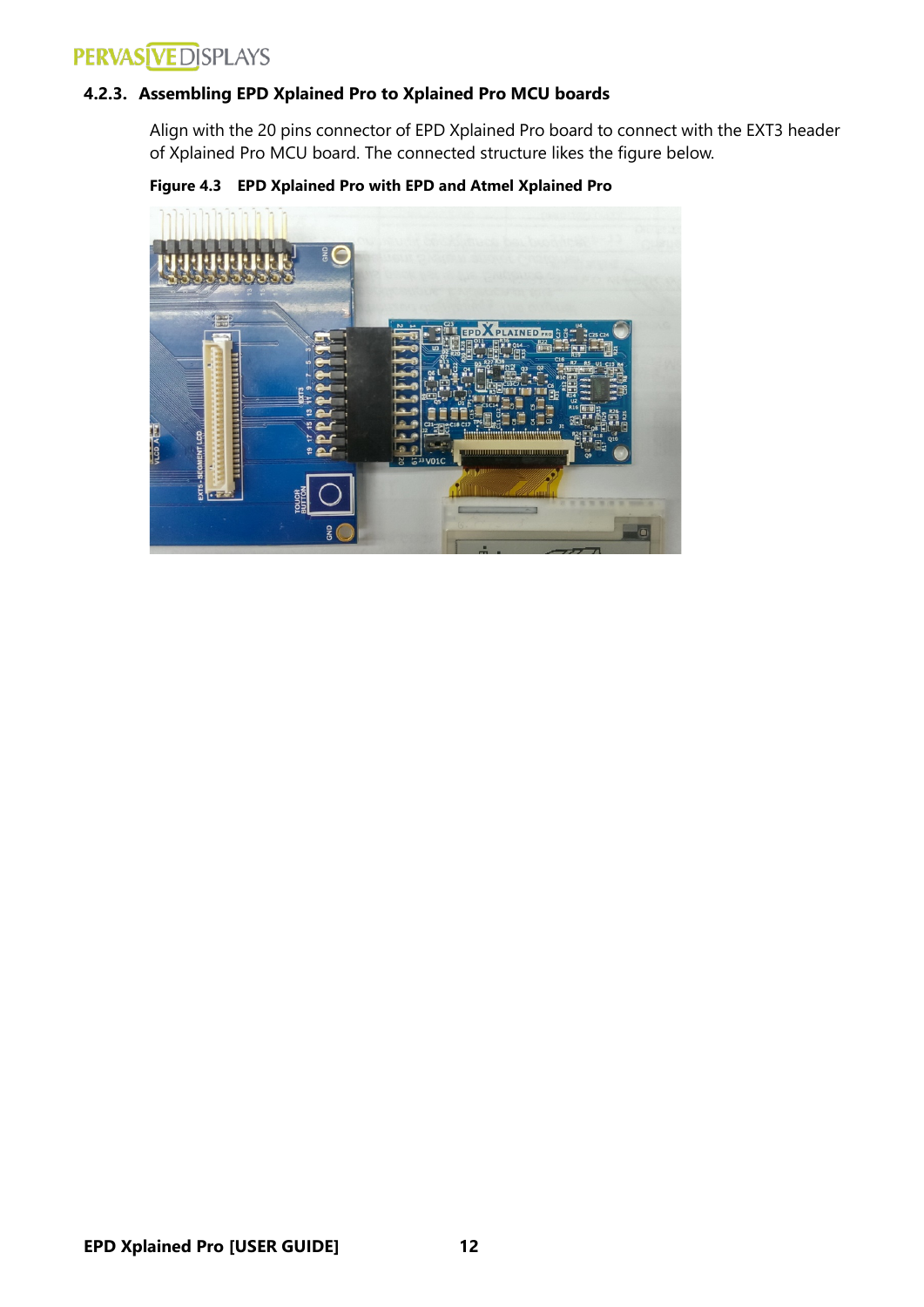### 4.2.3. Assembling EPD Xplained Pro to Xplained Pro MCU boards

Align with the 20 pins connector of EPD Xplained Pro board to connect with the EXT3 header of Xplained Pro MCU board. The connected structure likes the figure below.

**Figure 4.3 EPD Xplained Pro with EPD and Atmel Xplained Pro**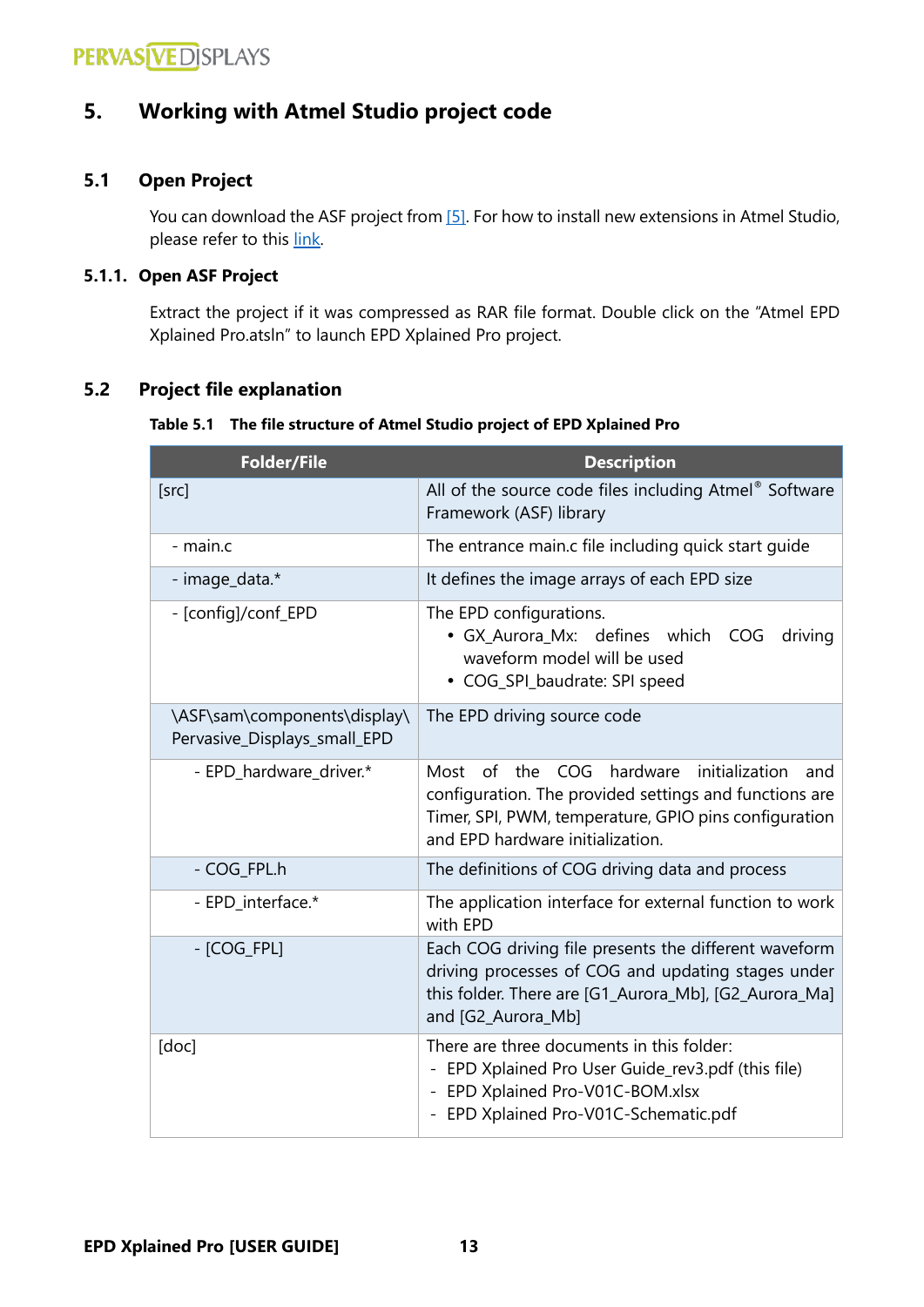# 5. Working with Atmel Studio project code

## 5.1 Open Project

You can download the ASF project from [5]. For how to install new extensions in Atmel Studio, please refer to this link.

### 5.1.1. Open ASF Project

Extract the project if it was compressed as RAR file format. Double click on the "Atmel EPD Xplained Pro.atsln" to launch EPD Xplained Pro project.

## 5.2 Project file explanation

**Table 5.1 The file structure of Atmel Studio project of EPD Xplained Pro**

| Folder/File | Description |
|---|---|
| [src] | All of the source code files including Atmel® Software Framework (ASF) library |
| - main.c | The entrance main.c file including quick start guide |
| - image_data.* | It defines the image arrays of each EPD size |
| - [config]/conf_EPD | The EPD configurations.<br>• GX_Aurora_Mx: defines which COG driving waveform model will be used<br>• COG_SPI_baudrate: SPI speed |
| \ASF\sam\components\display\Pervasive_Displays_small_EPD | The EPD driving source code |
| - EPD_hardware_driver.* | Most of the COG hardware initialization and configuration. The provided settings and functions are Timer, SPI, PWM, temperature, GPIO pins configuration and EPD hardware initialization. |
| - COG_FPL.h | The definitions of COG driving data and process |
| - EPD_interface.* | The application interface for external function to work with EPD |
| - [COG_FPL] | Each COG driving file presents the different waveform driving processes of COG and updating stages under this folder. There are [G1_Aurora_Mb], [G2_Aurora_Ma] and [G2_Aurora_Mb] |
| [doc] | There are three documents in this folder:<br>- EPD Xplained Pro User Guide_rev3.pdf (this file)<br>- EPD Xplained Pro-V01C-BOM.xlsx<br>- EPD Xplained Pro-V01C-Schematic.pdf |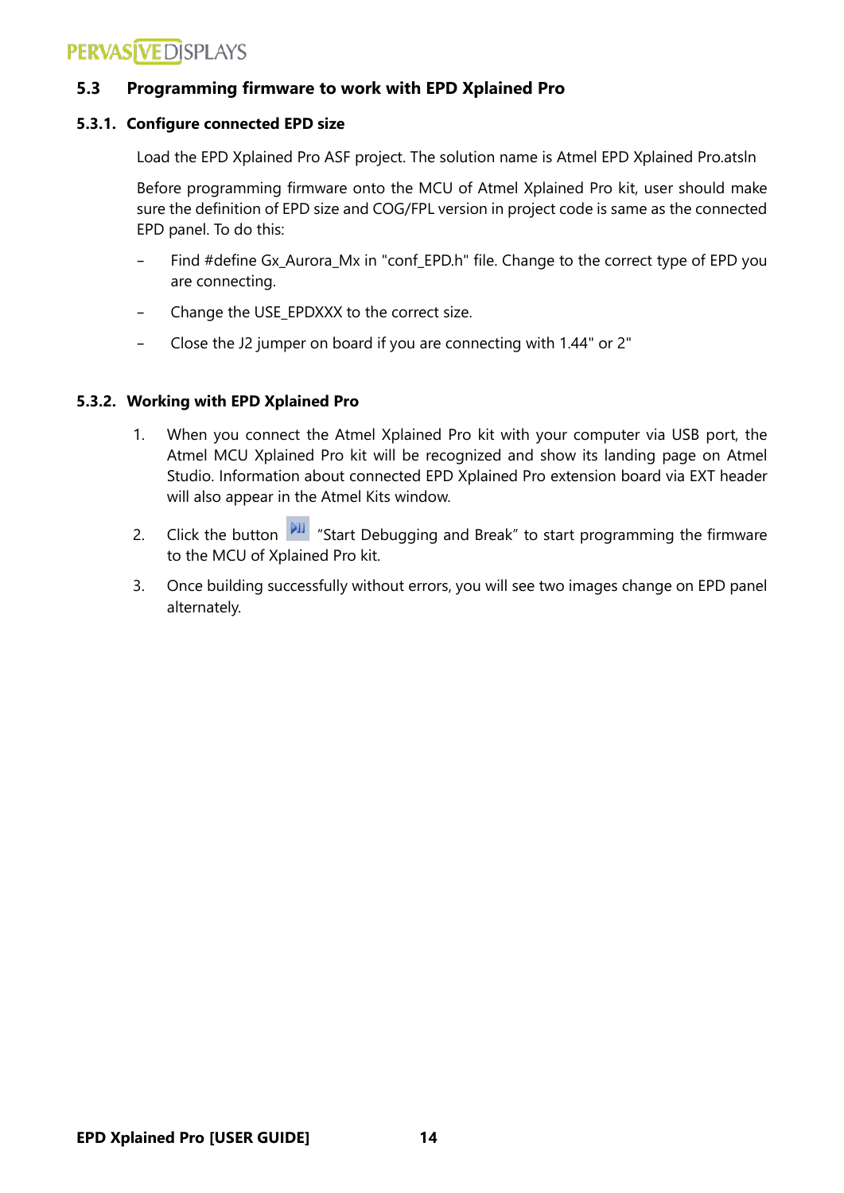## 5.3 Programming firmware to work with EPD Xplained Pro

### 5.3.1. Configure connected EPD size

Load the EPD Xplained Pro ASF project. The solution name is Atmel EPD Xplained Pro.atsln

Before programming firmware onto the MCU of Atmel Xplained Pro kit, user should make sure the definition of EPD size and COG/FPL version in project code is same as the connected EPD panel. To do this:

- Find #define Gx_Aurora_Mx in "conf_EPD.h" file. Change to the correct type of EPD you are connecting.
- Change the USE_EPDXXX to the correct size.
- Close the J2 jumper on board if you are connecting with 1.44" or 2"

### 5.3.2. Working with EPD Xplained Pro

1. When you connect the Atmel Xplained Pro kit with your computer via USB port, the Atmel MCU Xplained Pro kit will be recognized and show its landing page on Atmel Studio. Information about connected EPD Xplained Pro extension board via EXT header will also appear in the Atmel Kits window.
2. Click the button "Start Debugging and Break" to start programming the firmware to the MCU of Xplained Pro kit.
3. Once building successfully without errors, you will see two images change on EPD panel alternately.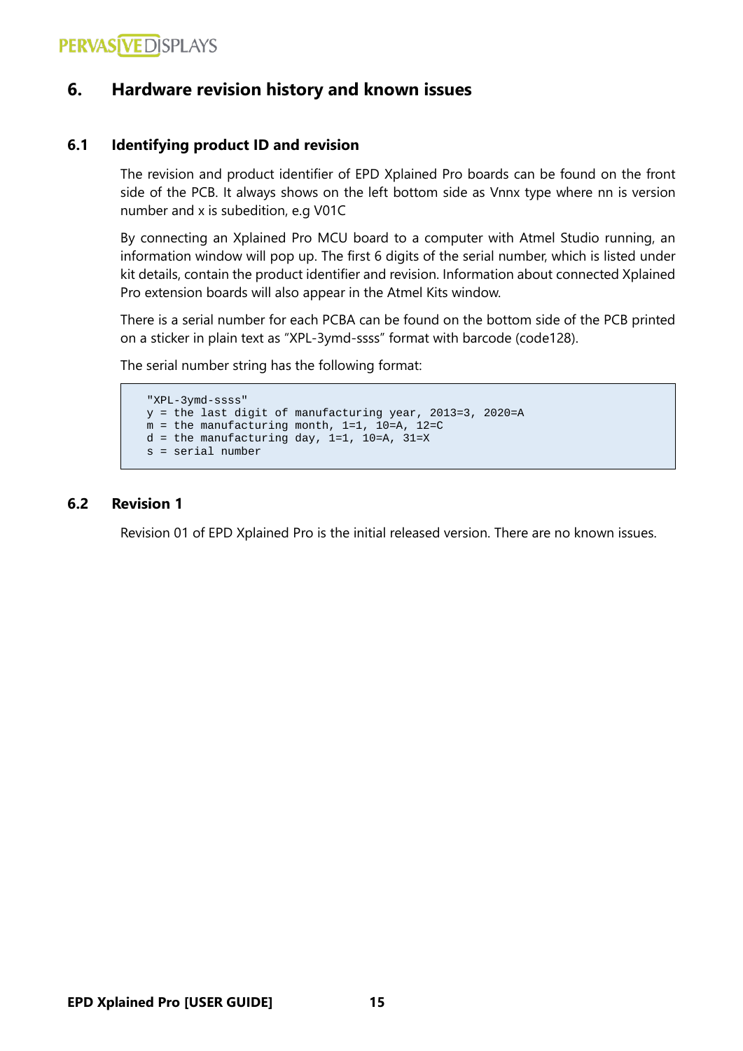# 6. Hardware revision history and known issues

## 6.1 Identifying product ID and revision

The revision and product identifier of EPD Xplained Pro boards can be found on the front side of the PCB. It always shows on the left bottom side as Vnnx type where nn is version number and x is subedition, e.g V01C

By connecting an Xplained Pro MCU board to a computer with Atmel Studio running, an information window will pop up. The first 6 digits of the serial number, which is listed under kit details, contain the product identifier and revision. Information about connected Xplained Pro extension boards will also appear in the Atmel Kits window.

There is a serial number for each PCBA can be found on the bottom side of the PCB printed on a sticker in plain text as "XPL-3ymd-ssss" format with barcode (code128).

The serial number string has the following format:

```
"XPL-3ymd-ssss"
y = the last digit of manufacturing year, 2013=3, 2020=A
m = the manufacturing month, 1=1, 10=A, 12=C
d = the manufacturing day, 1=1, 10=A, 31=X
s = serial number
```

## 6.2 Revision 1

Revision 01 of EPD Xplained Pro is the initial released version. There are no known issues.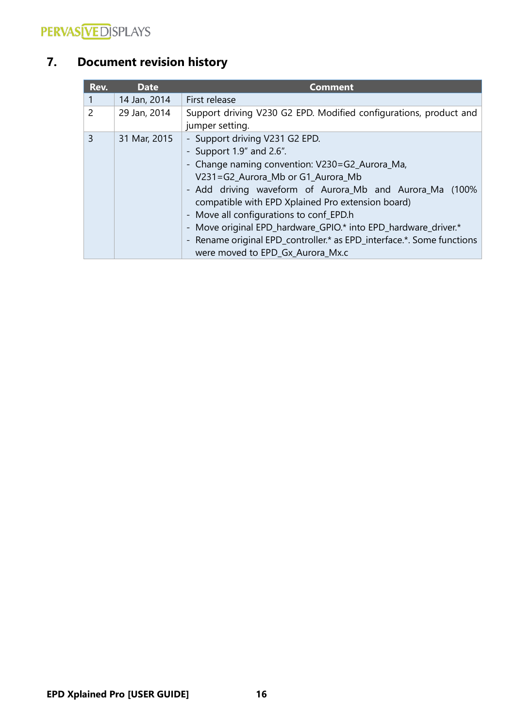## 7. Document revision history

| Rev. | Date | Comment |
|---|---|---|
| 1 | 14 Jan, 2014 | First release |
| 2 | 29 Jan, 2014 | Support driving V230 G2 EPD. Modified configurations, product and jumper setting. |
| 3 | 31 Mar, 2015 | - Support driving V231 G2 EPD.<br>- Support 1.9" and 2.6".<br>- Change naming convention: V230=G2_Aurora_Ma, V231=G2_Aurora_Mb or G1_Aurora_Mb<br>- Add driving waveform of Aurora_Mb and Aurora_Ma (100% compatible with EPD Xplained Pro extension board)<br>- Move all configurations to conf_EPD.h<br>- Move original EPD_hardware_GPIO.* into EPD_hardware_driver.*<br>- Rename original EPD_controller.* as EPD_interface.*. Some functions were moved to EPD_Gx_Aurora_Mx.c |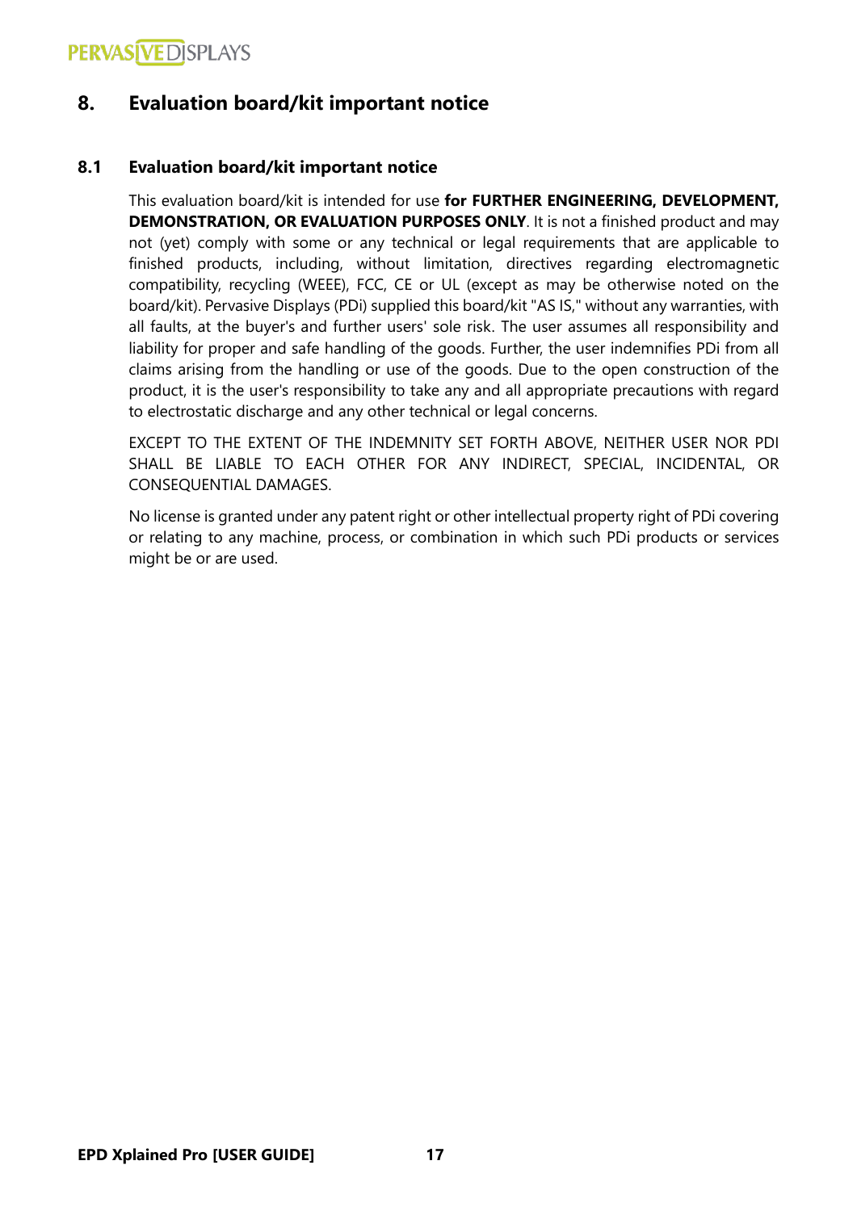# 8. Evaluation board/kit important notice

## 8.1 Evaluation board/kit important notice

This evaluation board/kit is intended for use **for FURTHER ENGINEERING, DEVELOPMENT, DEMONSTRATION, OR EVALUATION PURPOSES ONLY**. It is not a finished product and may not (yet) comply with some or any technical or legal requirements that are applicable to finished products, including, without limitation, directives regarding electromagnetic compatibility, recycling (WEEE), FCC, CE or UL (except as may be otherwise noted on the board/kit). Pervasive Displays (PDi) supplied this board/kit "AS IS," without any warranties, with all faults, at the buyer's and further users' sole risk. The user assumes all responsibility and liability for proper and safe handling of the goods. Further, the user indemnifies PDi from all claims arising from the handling or use of the goods. Due to the open construction of the product, it is the user's responsibility to take any and all appropriate precautions with regard to electrostatic discharge and any other technical or legal concerns.

EXCEPT TO THE EXTENT OF THE INDEMNITY SET FORTH ABOVE, NEITHER USER NOR PDI SHALL BE LIABLE TO EACH OTHER FOR ANY INDIRECT, SPECIAL, INCIDENTAL, OR CONSEQUENTIAL DAMAGES.

No license is granted under any patent right or other intellectual property right of PDi covering or relating to any machine, process, or combination in which such PDi products or services might be or are used.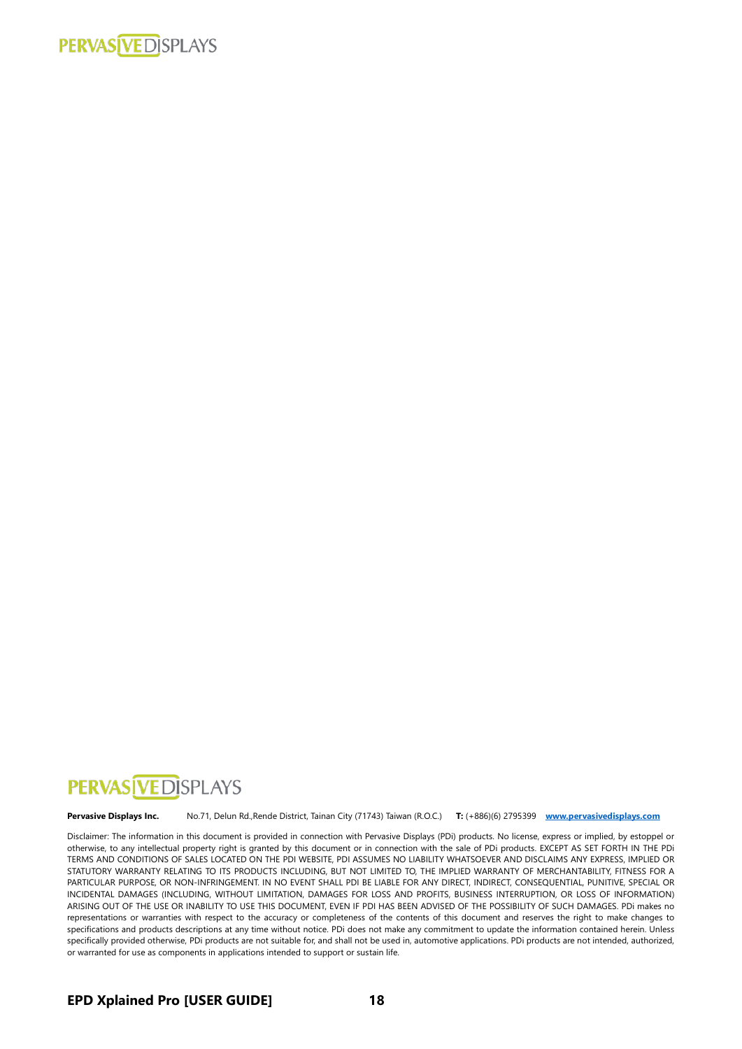**Pervasive Displays Inc.** No.71, Delun Rd.,Rende District, Tainan City (71743) Taiwan (R.O.C.) **T:** (+886)(6) 2795399 **www.pervasivedisplays.com**

Disclaimer: The information in this document is provided in connection with Pervasive Displays (PDi) products. No license, express or implied, by estoppel or otherwise, to any intellectual property right is granted by this document or in connection with the sale of PDi products. EXCEPT AS SET FORTH IN THE PDi TERMS AND CONDITIONS OF SALES LOCATED ON THE PDI WEBSITE, PDI ASSUMES NO LIABILITY WHATSOEVER AND DISCLAIMS ANY EXPRESS, IMPLIED OR STATUTORY WARRANTY RELATING TO ITS PRODUCTS INCLUDING, BUT NOT LIMITED TO, THE IMPLIED WARRANTY OF MERCHANTABILITY, FITNESS FOR A PARTICULAR PURPOSE, OR NON-INFRINGEMENT. IN NO EVENT SHALL PDI BE LIABLE FOR ANY DIRECT, INDIRECT, CONSEQUENTIAL, PUNITIVE, SPECIAL OR INCIDENTAL DAMAGES (INCLUDING, WITHOUT LIMITATION, DAMAGES FOR LOSS AND PROFITS, BUSINESS INTERRUPTION, OR LOSS OF INFORMATION) ARISING OUT OF THE USE OR INABILITY TO USE THIS DOCUMENT, EVEN IF PDI HAS BEEN ADVISED OF THE POSSIBILITY OF SUCH DAMAGES. PDi makes no representations or warranties with respect to the accuracy or completeness of the contents of this document and reserves the right to make changes to specifications and products descriptions at any time without notice. PDi does not make any commitment to update the information contained herein. Unless specifically provided otherwise, PDi products are not suitable for, and shall not be used in, automotive applications. PDi products are not intended, authorized, or warranted for use as components in applications intended to support or sustain life.